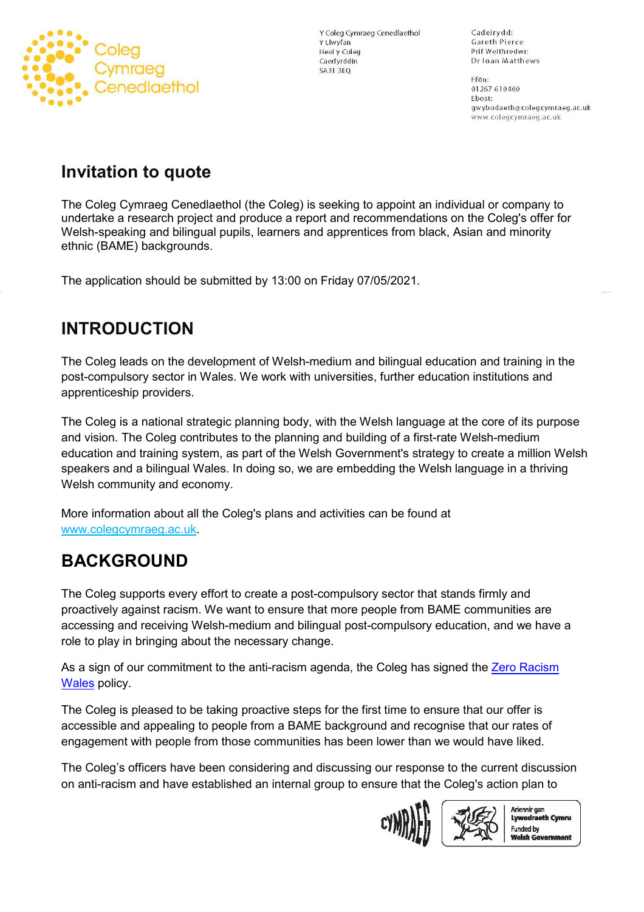Y Coleg Cymraeg Cenedlaethol
Y Llwyfan
Heol y Coleg
Caerfyrddin
SA31 3EQ

Cadeirydd:
Gareth Pierce
Prif Weithredwr:
Dr Ioan Matthews

Ffôn:
01267 610400
Ebost:
gwybodaeth@colegcymraeg.ac.uk
www.colegcymraeg.ac.uk

# Invitation to quote

The Coleg Cymraeg Cenedlaethol (the Coleg) is seeking to appoint an individual or company to undertake a research project and produce a report and recommendations on the Coleg's offer for Welsh-speaking and bilingual pupils, learners and apprentices from black, Asian and minority ethnic (BAME) backgrounds.

The application should be submitted by 13:00 on Friday 07/05/2021.

## INTRODUCTION

The Coleg leads on the development of Welsh-medium and bilingual education and training in the post-compulsory sector in Wales. We work with universities, further education institutions and apprenticeship providers.

The Coleg is a national strategic planning body, with the Welsh language at the core of its purpose and vision. The Coleg contributes to the planning and building of a first-rate Welsh-medium education and training system, as part of the Welsh Government's strategy to create a million Welsh speakers and a bilingual Wales. In doing so, we are embedding the Welsh language in a thriving Welsh community and economy.

More information about all the Coleg's plans and activities can be found at www.colegcymraeg.ac.uk.

## BACKGROUND

The Coleg supports every effort to create a post-compulsory sector that stands firmly and proactively against racism. We want to ensure that more people from BAME communities are accessing and receiving Welsh-medium and bilingual post-compulsory education, and we have a role to play in bringing about the necessary change.

As a sign of our commitment to the anti-racism agenda, the Coleg has signed the Zero Racism Wales policy.

The Coleg is pleased to be taking proactive steps for the first time to ensure that our offer is accessible and appealing to people from a BAME background and recognise that our rates of engagement with people from those communities has been lower than we would have liked.

The Coleg's officers have been considering and discussing our response to the current discussion on anti-racism and have established an internal group to ensure that the Coleg's action plan to

Ariennir gan Lywodraeth Cymru
Funded by Welsh Government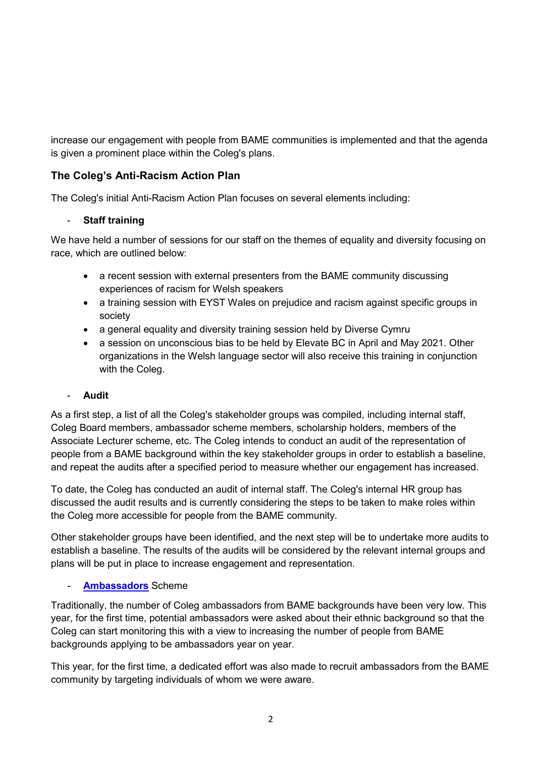increase our engagement with people from BAME communities is implemented and that the agenda is given a prominent place within the Coleg's plans.

## The Coleg's Anti-Racism Action Plan

The Coleg's initial Anti-Racism Action Plan focuses on several elements including:

- **Staff training**

We have held a number of sessions for our staff on the themes of equality and diversity focusing on race, which are outlined below:

- a recent session with external presenters from the BAME community discussing experiences of racism for Welsh speakers
- a training session with EYST Wales on prejudice and racism against specific groups in society
- a general equality and diversity training session held by Diverse Cymru
- a session on unconscious bias to be held by Elevate BC in April and May 2021. Other organizations in the Welsh language sector will also receive this training in conjunction with the Coleg.

- **Audit**

As a first step, a list of all the Coleg's stakeholder groups was compiled, including internal staff, Coleg Board members, ambassador scheme members, scholarship holders, members of the Associate Lecturer scheme, etc. The Coleg intends to conduct an audit of the representation of people from a BAME background within the key stakeholder groups in order to establish a baseline, and repeat the audits after a specified period to measure whether our engagement has increased.

To date, the Coleg has conducted an audit of internal staff. The Coleg's internal HR group has discussed the audit results and is currently considering the steps to be taken to make roles within the Coleg more accessible for people from the BAME community.

Other stakeholder groups have been identified, and the next step will be to undertake more audits to establish a baseline. The results of the audits will be considered by the relevant internal groups and plans will be put in place to increase engagement and representation.

- **Ambassadors** Scheme

Traditionally, the number of Coleg ambassadors from BAME backgrounds have been very low. This year, for the first time, potential ambassadors were asked about their ethnic background so that the Coleg can start monitoring this with a view to increasing the number of people from BAME backgrounds applying to be ambassadors year on year.

This year, for the first time, a dedicated effort was also made to recruit ambassadors from the BAME community by targeting individuals of whom we were aware.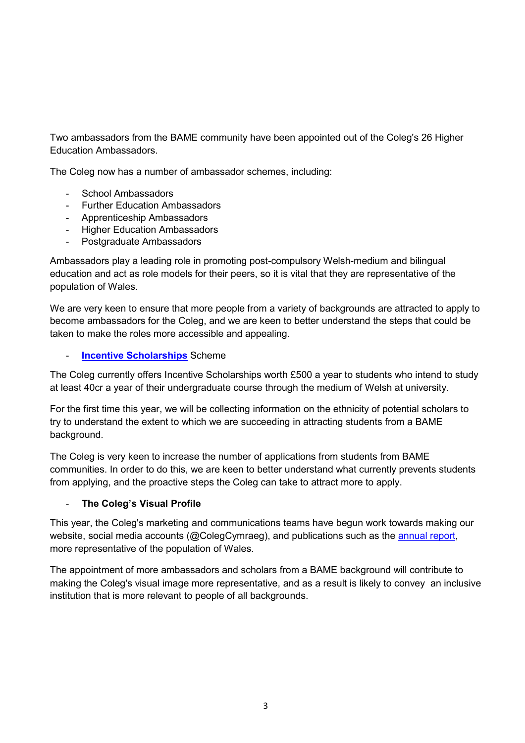Two ambassadors from the BAME community have been appointed out of the Coleg's 26 Higher Education Ambassadors.

The Coleg now has a number of ambassador schemes, including:

- School Ambassadors
- Further Education Ambassadors
- Apprenticeship Ambassadors
- Higher Education Ambassadors
- Postgraduate Ambassadors

Ambassadors play a leading role in promoting post-compulsory Welsh-medium and bilingual education and act as role models for their peers, so it is vital that they are representative of the population of Wales.

We are very keen to ensure that more people from a variety of backgrounds are attracted to apply to become ambassadors for the Coleg, and we are keen to better understand the steps that could be taken to make the roles more accessible and appealing.

- **Incentive Scholarships** Scheme

The Coleg currently offers Incentive Scholarships worth £500 a year to students who intend to study at least 40cr a year of their undergraduate course through the medium of Welsh at university.

For the first time this year, we will be collecting information on the ethnicity of potential scholars to try to understand the extent to which we are succeeding in attracting students from a BAME background.

The Coleg is very keen to increase the number of applications from students from BAME communities. In order to do this, we are keen to better understand what currently prevents students from applying, and the proactive steps the Coleg can take to attract more to apply.

- **The Coleg's Visual Profile**

This year, the Coleg's marketing and communications teams have begun work towards making our website, social media accounts (@ColegCymraeg), and publications such as the annual report, more representative of the population of Wales.

The appointment of more ambassadors and scholars from a BAME background will contribute to making the Coleg's visual image more representative, and as a result is likely to convey an inclusive institution that is more relevant to people of all backgrounds.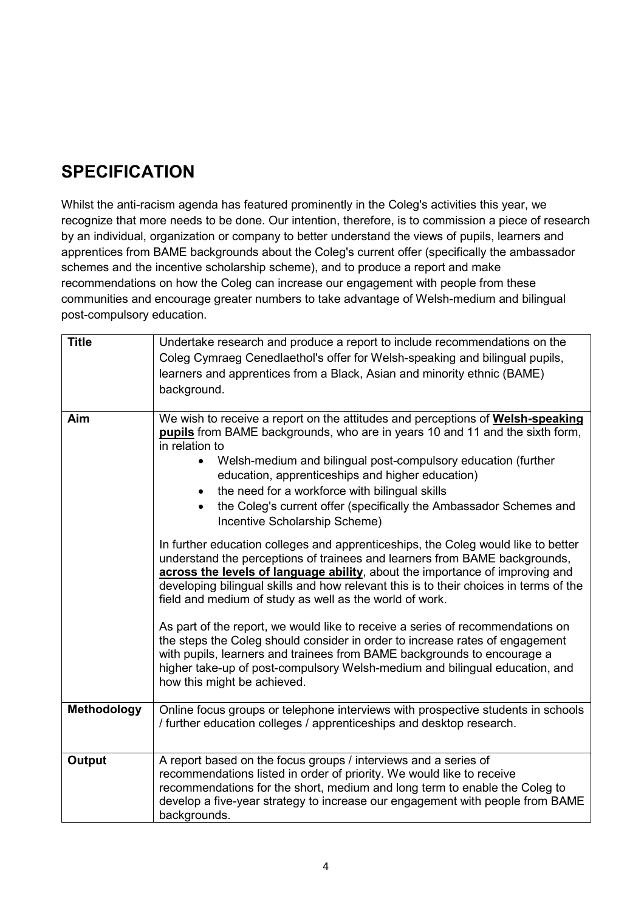## SPECIFICATION

Whilst the anti-racism agenda has featured prominently in the Coleg's activities this year, we recognize that more needs to be done. Our intention, therefore, is to commission a piece of research by an individual, organization or company to better understand the views of pupils, learners and apprentices from BAME backgrounds about the Coleg's current offer (specifically the ambassador schemes and the incentive scholarship scheme), and to produce a report and make recommendations on how the Coleg can increase our engagement with people from these communities and encourage greater numbers to take advantage of Welsh-medium and bilingual post-compulsory education.

| **Title** | Undertake research and produce a report to include recommendations on the Coleg Cymraeg Cenedlaethol's offer for Welsh-speaking and bilingual pupils, learners and apprentices from a Black, Asian and minority ethnic (BAME) background. |
|---|---|
| **Aim** | We wish to receive a report on the attitudes and perceptions of **Welsh-speaking pupils** from BAME backgrounds, who are in years 10 and 11 and the sixth form, in relation to<br>• Welsh-medium and bilingual post-compulsory education (further education, apprenticeships and higher education)<br>• the need for a workforce with bilingual skills<br>• the Coleg's current offer (specifically the Ambassador Schemes and Incentive Scholarship Scheme)<br><br>In further education colleges and apprenticeships, the Coleg would like to better understand the perceptions of trainees and learners from BAME backgrounds, **across the levels of language ability**, about the importance of improving and developing bilingual skills and how relevant this is to their choices in terms of the field and medium of study as well as the world of work.<br><br>As part of the report, we would like to receive a series of recommendations on the steps the Coleg should consider in order to increase rates of engagement with pupils, learners and trainees from BAME backgrounds to encourage a higher take-up of post-compulsory Welsh-medium and bilingual education, and how this might be achieved. |
| **Methodology** | Online focus groups or telephone interviews with prospective students in schools / further education colleges / apprenticeships and desktop research. |
| **Output** | A report based on the focus groups / interviews and a series of recommendations listed in order of priority. We would like to receive recommendations for the short, medium and long term to enable the Coleg to develop a five-year strategy to increase our engagement with people from BAME backgrounds. |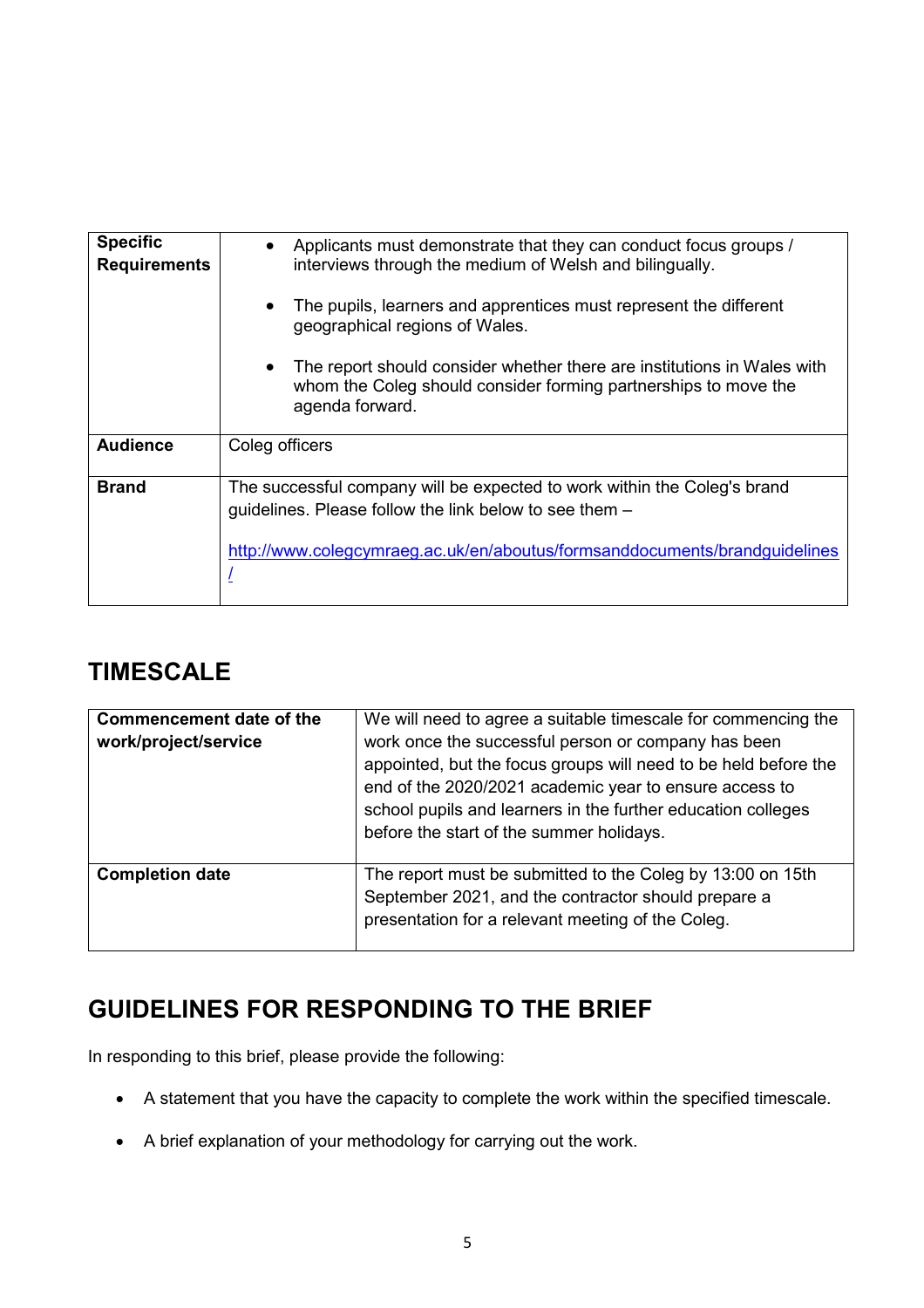| | |
|---|---|
| **Specific Requirements** | • Applicants must demonstrate that they can conduct focus groups / interviews through the medium of Welsh and bilingually.<br><br>• The pupils, learners and apprentices must represent the different geographical regions of Wales.<br><br>• The report should consider whether there are institutions in Wales with whom the Coleg should consider forming partnerships to move the agenda forward. |
| **Audience** | Coleg officers |
| **Brand** | The successful company will be expected to work within the Coleg's brand guidelines. Please follow the link below to see them –<br><br>http://www.colegcymraeg.ac.uk/en/aboutus/formsanddocuments/brandguidelines/ |

## TIMESCALE

| | |
|---|---|
| **Commencement date of the work/project/service** | We will need to agree a suitable timescale for commencing the work once the successful person or company has been appointed, but the focus groups will need to be held before the end of the 2020/2021 academic year to ensure access to school pupils and learners in the further education colleges before the start of the summer holidays. |
| **Completion date** | The report must be submitted to the Coleg by 13:00 on 15th September 2021, and the contractor should prepare a presentation for a relevant meeting of the Coleg. |

## GUIDELINES FOR RESPONDING TO THE BRIEF

In responding to this brief, please provide the following:

- A statement that you have the capacity to complete the work within the specified timescale.
- A brief explanation of your methodology for carrying out the work.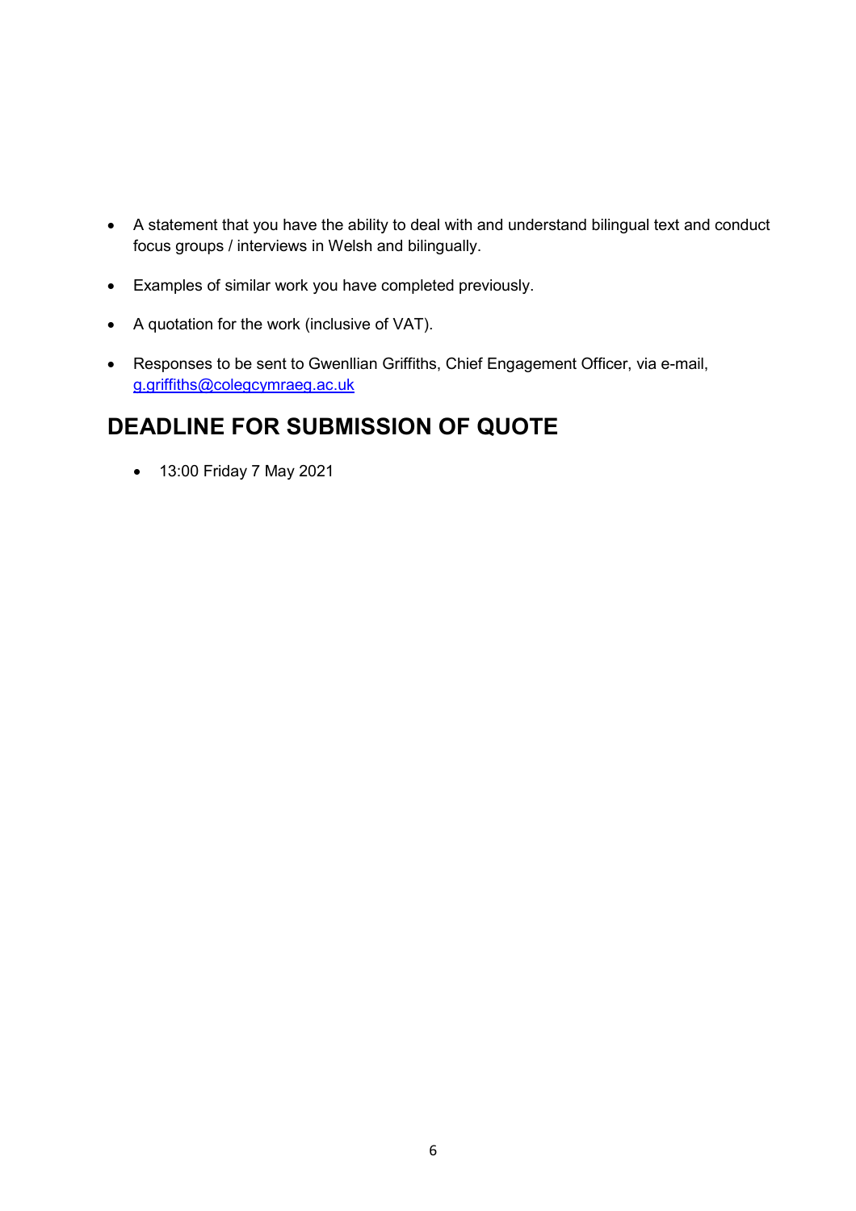- A statement that you have the ability to deal with and understand bilingual text and conduct focus groups / interviews in Welsh and bilingually.
- Examples of similar work you have completed previously.
- A quotation for the work (inclusive of VAT).
- Responses to be sent to Gwenllian Griffiths, Chief Engagement Officer, via e-mail, g.griffiths@colegcymraeg.ac.uk

## DEADLINE FOR SUBMISSION OF QUOTE

- 13:00 Friday 7 May 2021